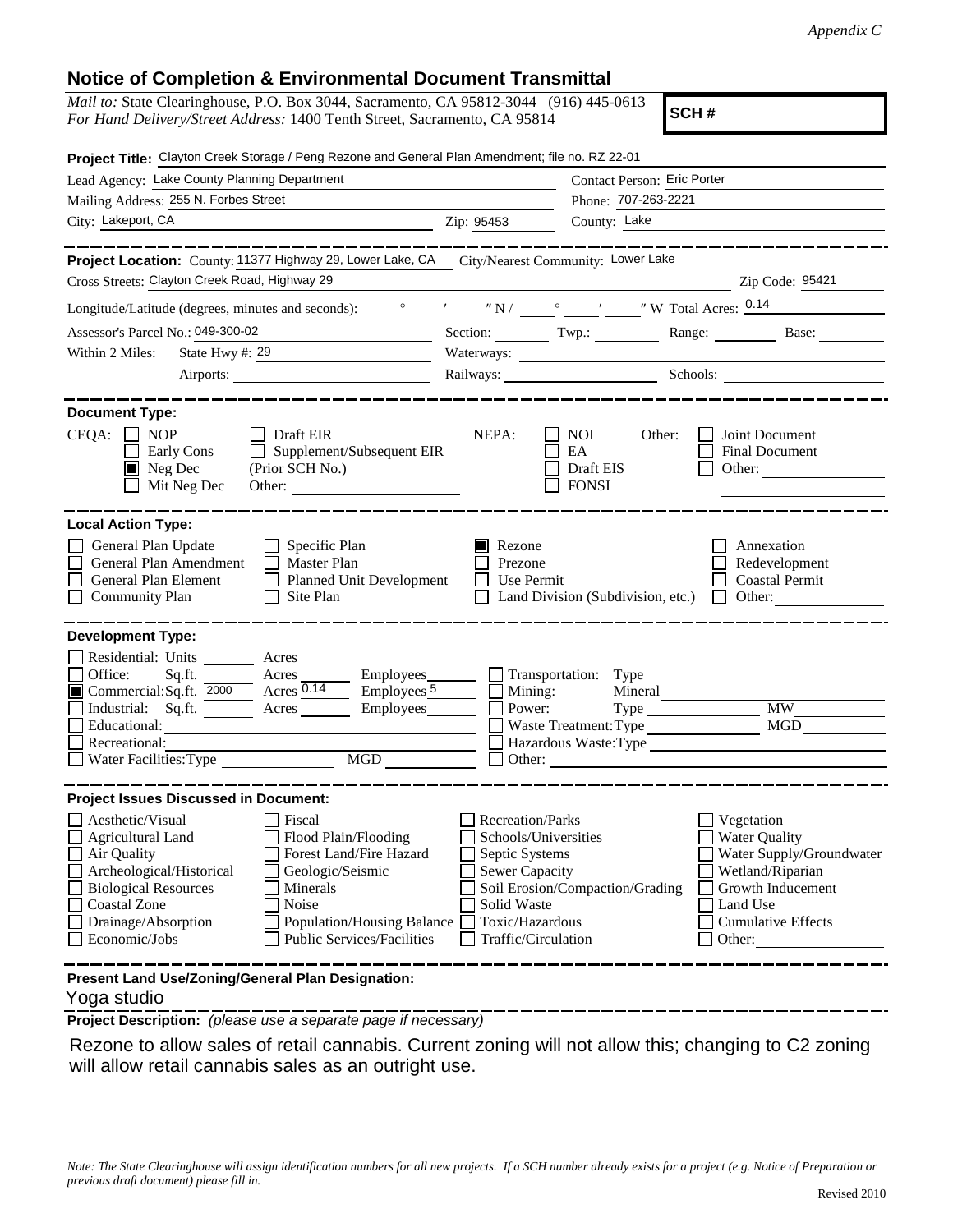*Appendix C*

## Notice of Completion & Environmental Document Transmittal

*Mail to:* State Clearinghouse, P.O. Box 3044, Sacramento, CA 95812-3044 (916) 445-0613
*For Hand Delivery/Street Address:* 1400 Tenth Street, Sacramento, CA 95814

**SCH #**

**Project Title:** Clayton Creek Storage / Peng Rezone and General Plan Amendment; file no. RZ 22-01

Lead Agency: Lake County Planning Department
Contact Person: Eric Porter

Mailing Address: 255 N. Forbes Street
Phone: 707-263-2221

City: Lakeport, CA
Zip: 95453
County: Lake

---

**Project Location:** County: 11377 Highway 29, Lower Lake, CA
City/Nearest Community: Lower Lake

Cross Streets: Clayton Creek Road, Highway 29
Zip Code: 95421

Longitude/Latitude (degrees, minutes and seconds): ____° ____′ ____″ N / ____° ____′ ____″ W Total Acres: 0.14

Assessor's Parcel No.: 049-300-02
Section: ____ Twp.: ____ Range: ____ Base: ____

Within 2 Miles: State Hwy #: 29
Waterways: ____

Airports: ____
Railways: ____
Schools: ____

---

**Document Type:**

CEQA:
- ☐ NOP
- ☐ Early Cons
- ☒ Neg Dec
- ☐ Mit Neg Dec
- ☐ Draft EIR
- ☐ Supplement/Subsequent EIR (Prior SCH No.) ____
- Other: ____

NEPA:
- ☐ NOI
- ☐ EA
- ☐ Draft EIS
- ☐ FONSI

Other:
- ☐ Joint Document
- ☐ Final Document
- ☐ Other: ____

---

**Local Action Type:**

- ☐ General Plan Update
- ☐ General Plan Amendment
- ☐ General Plan Element
- ☐ Community Plan
- ☐ Specific Plan
- ☐ Master Plan
- ☐ Planned Unit Development
- ☐ Site Plan
- ☒ Rezone
- ☐ Prezone
- ☐ Use Permit
- ☐ Land Division (Subdivision, etc.)
- ☐ Annexation
- ☐ Redevelopment
- ☐ Coastal Permit
- ☐ Other: ____

---

**Development Type:**

- ☐ Residential: Units ____ Acres ____
- ☐ Office: Sq.ft. ____ Acres ____ Employees ____
- ☒ Commercial: Sq.ft. 2000 Acres 0.14 Employees 5
- ☐ Industrial: Sq.ft. ____ Acres ____ Employees ____
- ☐ Educational: ____
- ☐ Recreational: ____
- ☐ Water Facilities: Type ____ MGD ____
- ☐ Transportation: Type ____
- ☐ Mining: Mineral ____
- ☐ Power: Type ____ MW ____
- ☐ Waste Treatment: Type ____ MGD ____
- ☐ Hazardous Waste: Type ____
- ☐ Other: ____

---

**Project Issues Discussed in Document:**

- ☐ Aesthetic/Visual
- ☐ Agricultural Land
- ☐ Air Quality
- ☐ Archeological/Historical
- ☐ Biological Resources
- ☐ Coastal Zone
- ☐ Drainage/Absorption
- ☐ Economic/Jobs
- ☐ Fiscal
- ☐ Flood Plain/Flooding
- ☐ Forest Land/Fire Hazard
- ☐ Geologic/Seismic
- ☐ Minerals
- ☐ Noise
- ☐ Population/Housing Balance
- ☐ Public Services/Facilities
- ☐ Recreation/Parks
- ☐ Schools/Universities
- ☐ Septic Systems
- ☐ Sewer Capacity
- ☐ Soil Erosion/Compaction/Grading
- ☐ Solid Waste
- ☐ Toxic/Hazardous
- ☐ Traffic/Circulation
- ☐ Vegetation
- ☐ Water Quality
- ☐ Water Supply/Groundwater
- ☐ Wetland/Riparian
- ☐ Growth Inducement
- ☐ Land Use
- ☐ Cumulative Effects
- ☐ Other: ____

---

**Present Land Use/Zoning/General Plan Designation:**

Yoga studio

**Project Description:** *(please use a separate page if necessary)*

Rezone to allow sales of retail cannabis. Current zoning will not allow this; changing to C2 zoning will allow retail cannabis sales as an outright use.

*Note: The State Clearinghouse will assign identification numbers for all new projects. If a SCH number already exists for a project (e.g. Notice of Preparation or previous draft document) please fill in.*

Revised 2010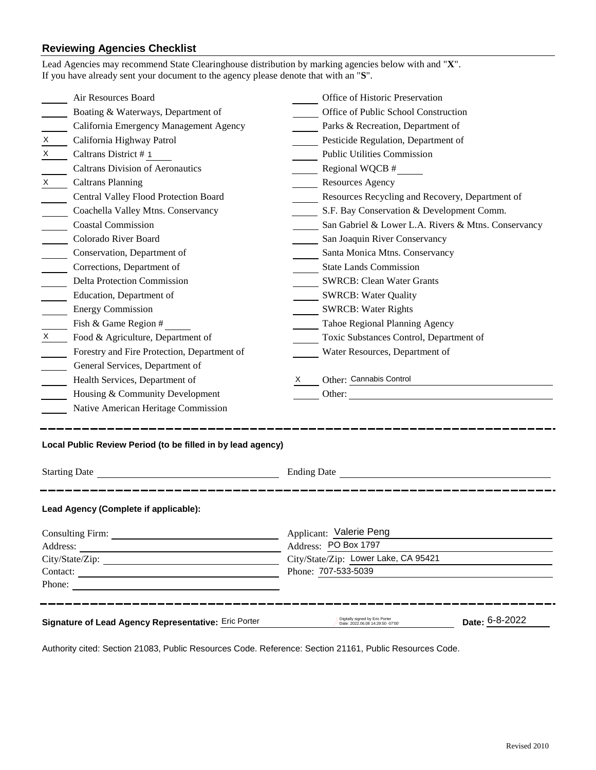## Reviewing Agencies Checklist

Lead Agencies may recommend State Clearinghouse distribution by marking agencies below with and "**X**".
If you have already sent your document to the agency please denote that with an "**S**".

| | | | |
|---|---|---|---|
| | Air Resources Board | | Office of Historic Preservation |
| | Boating & Waterways, Department of | | Office of Public School Construction |
| | California Emergency Management Agency | | Parks & Recreation, Department of |
| X | California Highway Patrol | | Pesticide Regulation, Department of |
| X | Caltrans District # 1 | | Public Utilities Commission |
| | Caltrans Division of Aeronautics | | Regional WQCB # |
| X | Caltrans Planning | | Resources Agency |
| | Central Valley Flood Protection Board | | Resources Recycling and Recovery, Department of |
| | Coachella Valley Mtns. Conservancy | | S.F. Bay Conservation & Development Comm. |
| | Coastal Commission | | San Gabriel & Lower L.A. Rivers & Mtns. Conservancy |
| | Colorado River Board | | San Joaquin River Conservancy |
| | Conservation, Department of | | Santa Monica Mtns. Conservancy |
| | Corrections, Department of | | State Lands Commission |
| | Delta Protection Commission | | SWRCB: Clean Water Grants |
| | Education, Department of | | SWRCB: Water Quality |
| | Energy Commission | | SWRCB: Water Rights |
| | Fish & Game Region # | | Tahoe Regional Planning Agency |
| X | Food & Agriculture, Department of | | Toxic Substances Control, Department of |
| | Forestry and Fire Protection, Department of | | Water Resources, Department of |
| | General Services, Department of | | |
| | Health Services, Department of | X | Other: Cannabis Control |
| | Housing & Community Development | | Other: |
| | Native American Heritage Commission | | |

---

**Local Public Review Period (to be filled in by lead agency)**

Starting Date ______________________ Ending Date ______________________

---

**Lead Agency (Complete if applicable):**

Consulting Firm:
Address:
City/State/Zip:
Contact:
Phone:

Applicant: Valerie Peng
Address: PO Box 1797
City/State/Zip: Lower Lake, CA 95421
Phone: 707-533-5039

---

**Signature of Lead Agency Representative:** Eric Porter Digitally signed by Eric Porter Date: 2022.06.08 14:29:50 -07'00' **Date:** 6-8-2022

Authority cited: Section 21083, Public Resources Code. Reference: Section 21161, Public Resources Code.

Revised 2010